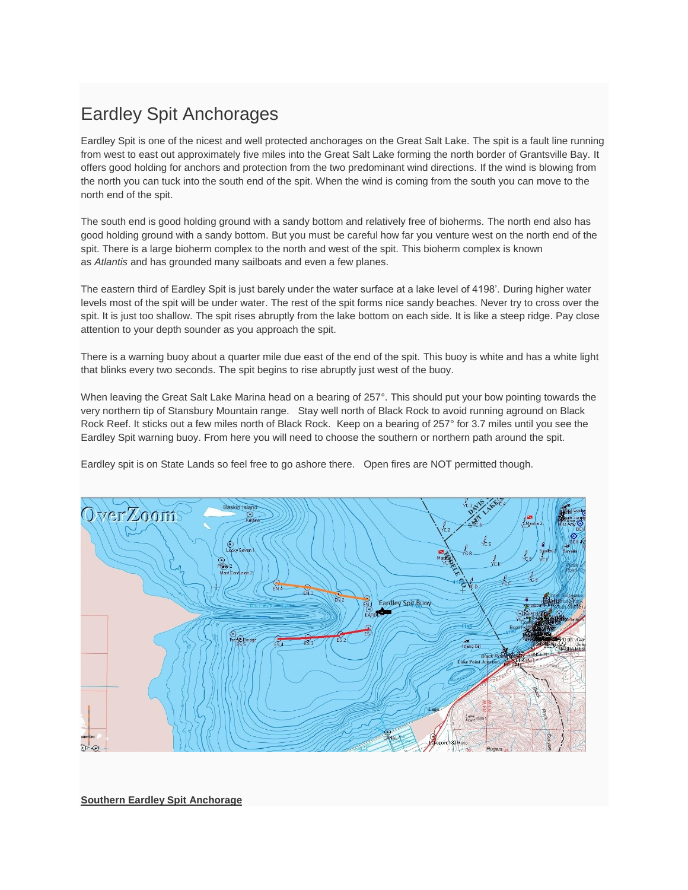# Eardley Spit Anchorages

Eardley Spit is one of the nicest and well protected anchorages on the Great Salt Lake. The spit is a fault line running from west to east out approximately five miles into the Great Salt Lake forming the north border of Grantsville Bay. It offers good holding for anchors and protection from the two predominant wind directions. If the wind is blowing from the north you can tuck into the south end of the spit. When the wind is coming from the south you can move to the north end of the spit.

The south end is good holding ground with a sandy bottom and relatively free of bioherms. The north end also has good holding ground with a sandy bottom. But you must be careful how far you venture west on the north end of the spit. There is a large bioherm complex to the north and west of the spit. This bioherm complex is known as *Atlantis* and has grounded many sailboats and even a few planes.

The eastern third of Eardley Spit is just barely under the water surface at a lake level of 4198'. During higher water levels most of the spit will be under water. The rest of the spit forms nice sandy beaches. Never try to cross over the spit. It is just too shallow. The spit rises abruptly from the lake bottom on each side. It is like a steep ridge. Pay close attention to your depth sounder as you approach the spit.

There is a warning buoy about a quarter mile due east of the end of the spit. This buoy is white and has a white light that blinks every two seconds. The spit begins to rise abruptly just west of the buoy.

When leaving the Great Salt Lake Marina head on a bearing of 257°. This should put your bow pointing towards the very northern tip of Stansbury Mountain range. Stay well north of Black Rock to avoid running aground on Black Rock Reef. It sticks out a few miles north of Black Rock. Keep on a bearing of 257° for 3.7 miles until you see the Eardley Spit warning buoy. From here you will need to choose the southern or northern path around the spit.

Eardley spit is on State Lands so feel free to go ashore there. Open fires are NOT permitted though.

**Southern Eardley Spit Anchorage**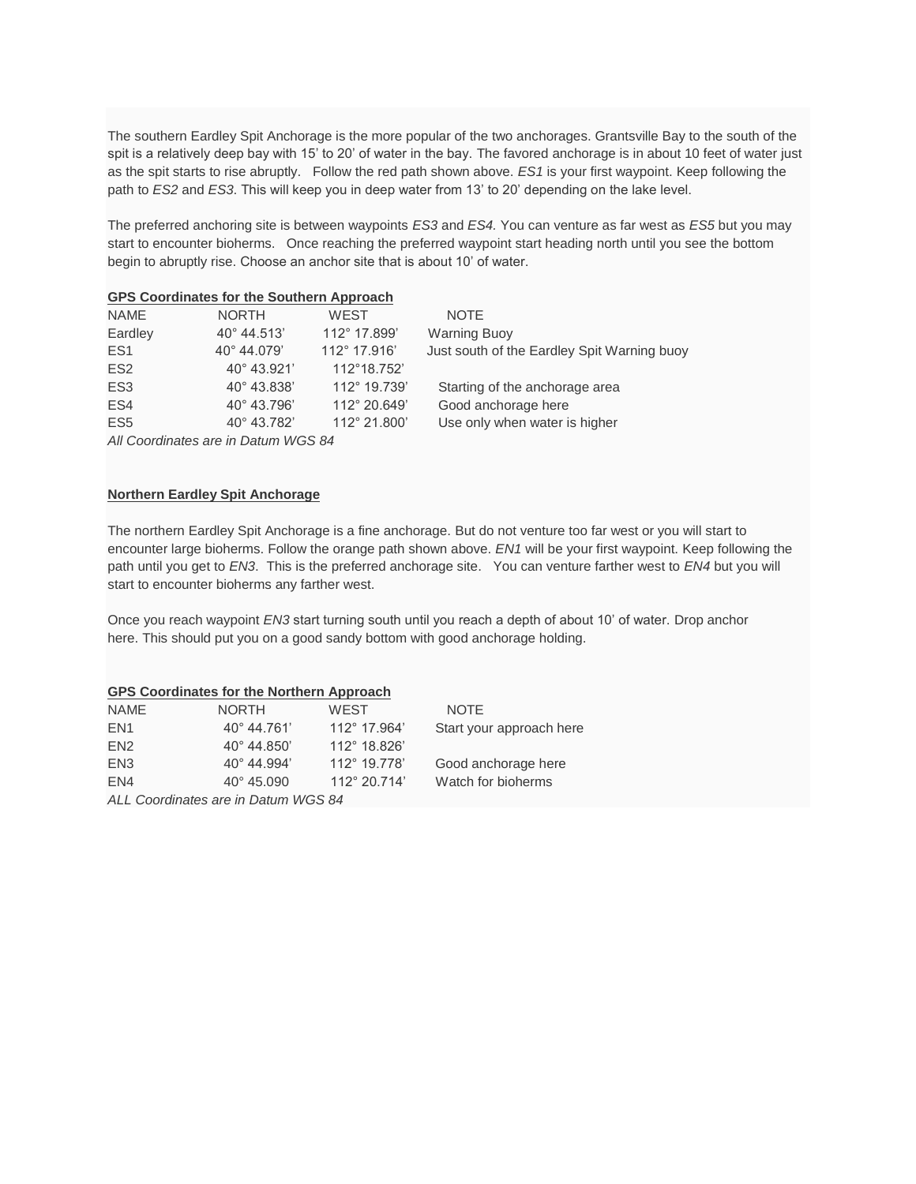The southern Eardley Spit Anchorage is the more popular of the two anchorages. Grantsville Bay to the south of the spit is a relatively deep bay with 15' to 20' of water in the bay. The favored anchorage is in about 10 feet of water just as the spit starts to rise abruptly. Follow the red path shown above. *ES1* is your first waypoint. Keep following the path to *ES2* and *ES3*. This will keep you in deep water from 13' to 20' depending on the lake level.

The preferred anchoring site is between waypoints *ES3* and *ES4.* You can venture as far west as *ES5* but you may start to encounter bioherms. Once reaching the preferred waypoint start heading north until you see the bottom begin to abruptly rise. Choose an anchor site that is about 10' of water.

**GPS Coordinates for the Southern Approach**

| NAME | NORTH | WEST | NOTE |
|---|---|---|---|
| Eardley | 40° 44.513' | 112° 17.899' | Warning Buoy |
| ES1 | 40° 44.079' | 112° 17.916' | Just south of the Eardley Spit Warning buoy |
| ES2 | 40° 43.921' | 112°18.752' | |
| ES3 | 40° 43.838' | 112° 19.739' | Starting of the anchorage area |
| ES4 | 40° 43.796' | 112° 20.649' | Good anchorage here |
| ES5 | 40° 43.782' | 112° 21.800' | Use only when water is higher |

*All Coordinates are in Datum WGS 84*

**Northern Eardley Spit Anchorage**

The northern Eardley Spit Anchorage is a fine anchorage. But do not venture too far west or you will start to encounter large bioherms. Follow the orange path shown above. *EN1* will be your first waypoint. Keep following the path until you get to *EN3*. This is the preferred anchorage site. You can venture farther west to *EN4* but you will start to encounter bioherms any farther west.

Once you reach waypoint *EN3* start turning south until you reach a depth of about 10' of water. Drop anchor here. This should put you on a good sandy bottom with good anchorage holding.

**GPS Coordinates for the Northern Approach**

| NAME | NORTH | WEST | NOTE |
|---|---|---|---|
| EN1 | 40° 44.761' | 112° 17.964' | Start your approach here |
| EN2 | 40° 44.850' | 112° 18.826' | |
| EN3 | 40° 44.994' | 112° 19.778' | Good anchorage here |
| EN4 | 40° 45.090 | 112° 20.714' | Watch for bioherms |

*ALL Coordinates are in Datum WGS 84*